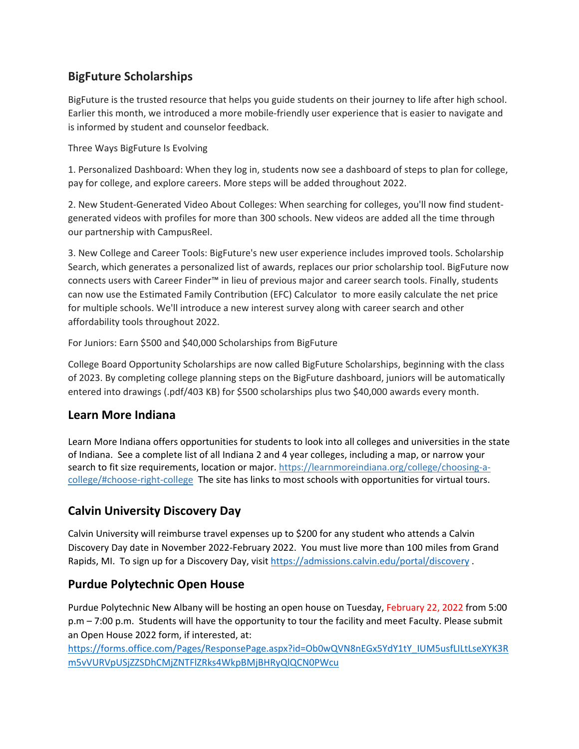## BigFuture Scholarships

BigFuture is the trusted resource that helps you guide students on their journey to life after high school. Earlier this month, we introduced a more mobile-friendly user experience that is easier to navigate and is informed by student and counselor feedback.

Three Ways BigFuture Is Evolving

1. Personalized Dashboard: When they log in, students now see a dashboard of steps to plan for college, pay for college, and explore careers. More steps will be added throughout 2022.

2. New Student-Generated Video About Colleges: When searching for colleges, you'll now find student-generated videos with profiles for more than 300 schools. New videos are added all the time through our partnership with CampusReel.

3. New College and Career Tools: BigFuture's new user experience includes improved tools. Scholarship Search, which generates a personalized list of awards, replaces our prior scholarship tool. BigFuture now connects users with Career Finder™ in lieu of previous major and career search tools. Finally, students can now use the Estimated Family Contribution (EFC) Calculator to more easily calculate the net price for multiple schools. We'll introduce a new interest survey along with career search and other affordability tools throughout 2022.

For Juniors: Earn $500 and $40,000 Scholarships from BigFuture

College Board Opportunity Scholarships are now called BigFuture Scholarships, beginning with the class of 2023. By completing college planning steps on the BigFuture dashboard, juniors will be automatically entered into drawings (.pdf/403 KB) for $500 scholarships plus two $40,000 awards every month.

## Learn More Indiana

Learn More Indiana offers opportunities for students to look into all colleges and universities in the state of Indiana. See a complete list of all Indiana 2 and 4 year colleges, including a map, or narrow your search to fit size requirements, location or major. https://learnmoreindiana.org/college/choosing-a-college/#choose-right-college The site has links to most schools with opportunities for virtual tours.

## Calvin University Discovery Day

Calvin University will reimburse travel expenses up to $200 for any student who attends a Calvin Discovery Day date in November 2022-February 2022. You must live more than 100 miles from Grand Rapids, MI. To sign up for a Discovery Day, visit https://admissions.calvin.edu/portal/discovery .

## Purdue Polytechnic Open House

Purdue Polytechnic New Albany will be hosting an open house on Tuesday, February 22, 2022 from 5:00 p.m – 7:00 p.m. Students will have the opportunity to tour the facility and meet Faculty. Please submit an Open House 2022 form, if interested, at:
https://forms.office.com/Pages/ResponsePage.aspx?id=Ob0wQVN8nEGx5YdY1tY_IUM5usfLILtLseXYK3Rm5vVURVpUSjZZSDhCMjZNTFlZRks4WkpBMjBHRyQlQCN0PWcu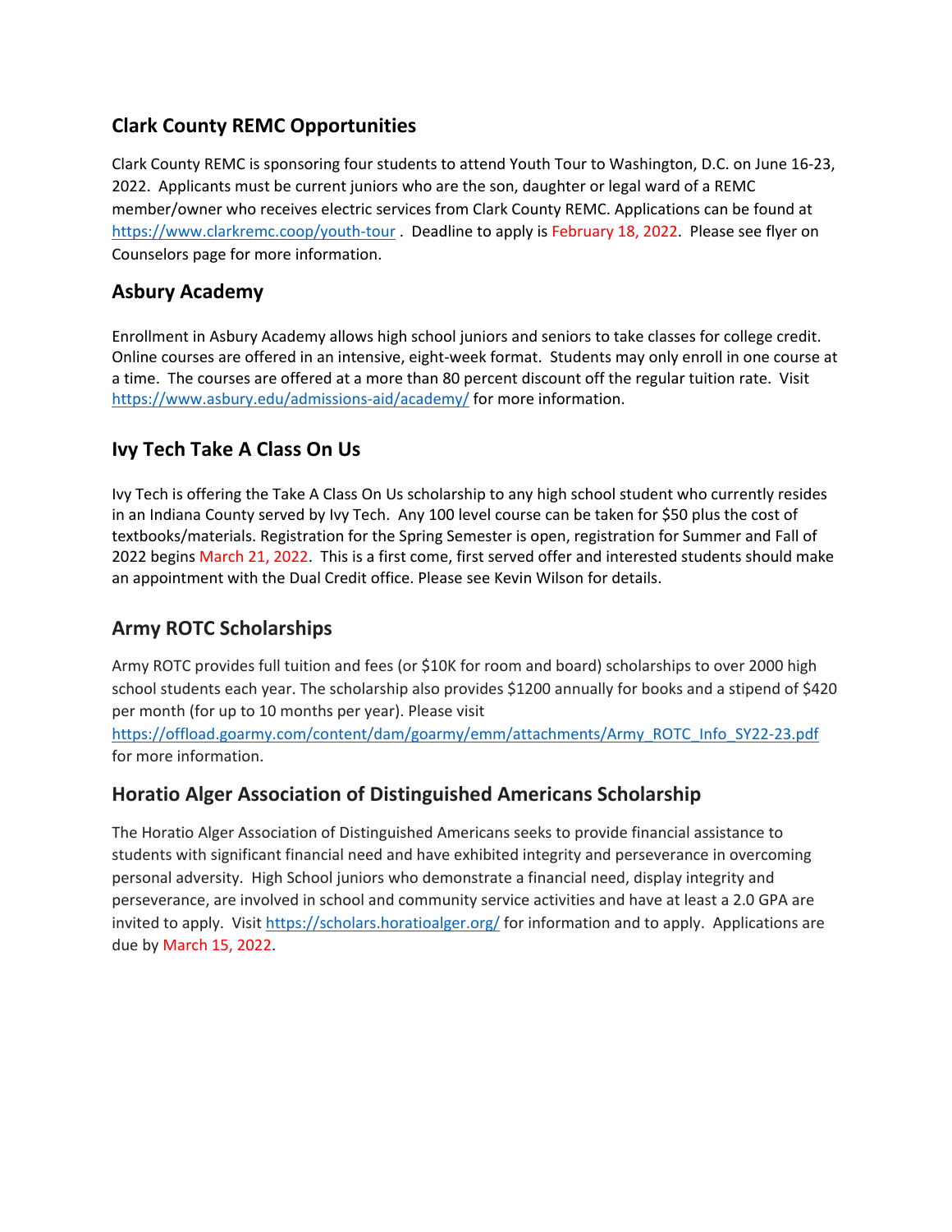## Clark County REMC Opportunities

Clark County REMC is sponsoring four students to attend Youth Tour to Washington, D.C. on June 16-23, 2022. Applicants must be current juniors who are the son, daughter or legal ward of a REMC member/owner who receives electric services from Clark County REMC. Applications can be found at https://www.clarkremc.coop/youth-tour . Deadline to apply is February 18, 2022. Please see flyer on Counselors page for more information.

## Asbury Academy

Enrollment in Asbury Academy allows high school juniors and seniors to take classes for college credit. Online courses are offered in an intensive, eight-week format. Students may only enroll in one course at a time. The courses are offered at a more than 80 percent discount off the regular tuition rate. Visit https://www.asbury.edu/admissions-aid/academy/ for more information.

## Ivy Tech Take A Class On Us

Ivy Tech is offering the Take A Class On Us scholarship to any high school student who currently resides in an Indiana County served by Ivy Tech. Any 100 level course can be taken for $50 plus the cost of textbooks/materials. Registration for the Spring Semester is open, registration for Summer and Fall of 2022 begins March 21, 2022. This is a first come, first served offer and interested students should make an appointment with the Dual Credit office. Please see Kevin Wilson for details.

## Army ROTC Scholarships

Army ROTC provides full tuition and fees (or $10K for room and board) scholarships to over 2000 high school students each year. The scholarship also provides $1200 annually for books and a stipend of $420 per month (for up to 10 months per year). Please visit https://offload.goarmy.com/content/dam/goarmy/emm/attachments/Army_ROTC_Info_SY22-23.pdf for more information.

## Horatio Alger Association of Distinguished Americans Scholarship

The Horatio Alger Association of Distinguished Americans seeks to provide financial assistance to students with significant financial need and have exhibited integrity and perseverance in overcoming personal adversity. High School juniors who demonstrate a financial need, display integrity and perseverance, are involved in school and community service activities and have at least a 2.0 GPA are invited to apply. Visit https://scholars.horatioalger.org/ for information and to apply. Applications are due by March 15, 2022.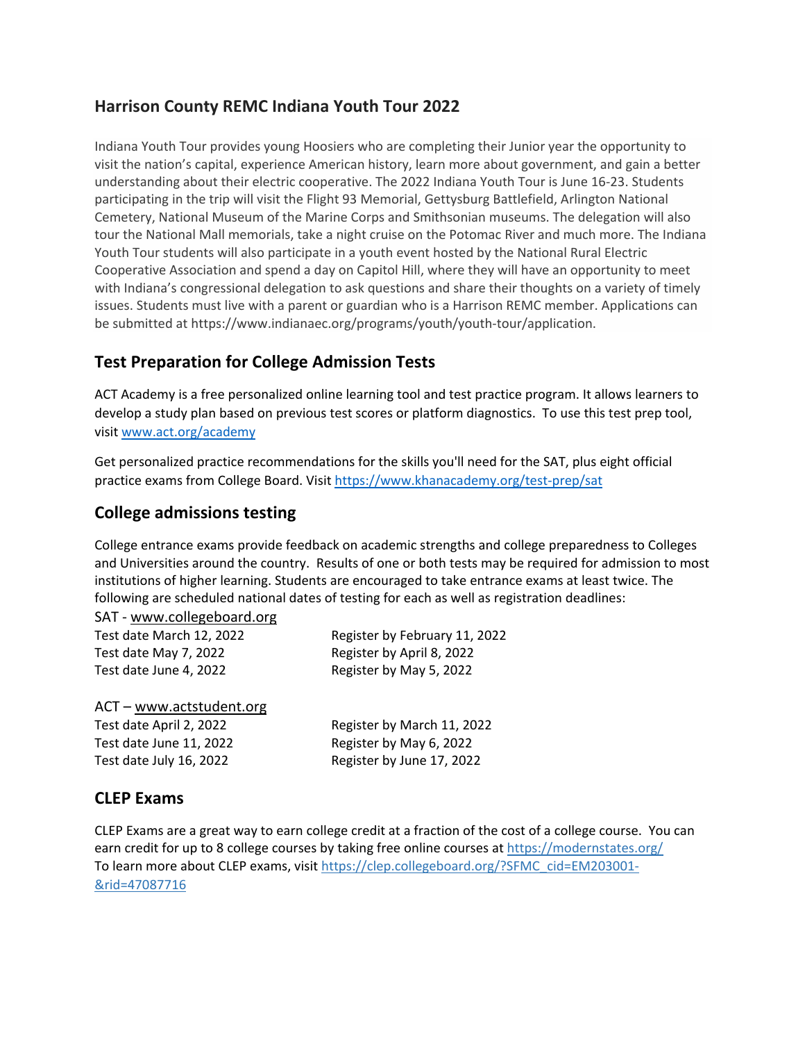## Harrison County REMC Indiana Youth Tour 2022

Indiana Youth Tour provides young Hoosiers who are completing their Junior year the opportunity to visit the nation's capital, experience American history, learn more about government, and gain a better understanding about their electric cooperative. The 2022 Indiana Youth Tour is June 16-23. Students participating in the trip will visit the Flight 93 Memorial, Gettysburg Battlefield, Arlington National Cemetery, National Museum of the Marine Corps and Smithsonian museums. The delegation will also tour the National Mall memorials, take a night cruise on the Potomac River and much more. The Indiana Youth Tour students will also participate in a youth event hosted by the National Rural Electric Cooperative Association and spend a day on Capitol Hill, where they will have an opportunity to meet with Indiana's congressional delegation to ask questions and share their thoughts on a variety of timely issues. Students must live with a parent or guardian who is a Harrison REMC member. Applications can be submitted at https://www.indianaec.org/programs/youth/youth-tour/application.

## Test Preparation for College Admission Tests

ACT Academy is a free personalized online learning tool and test practice program. It allows learners to develop a study plan based on previous test scores or platform diagnostics. To use this test prep tool, visit www.act.org/academy

Get personalized practice recommendations for the skills you'll need for the SAT, plus eight official practice exams from College Board. Visit https://www.khanacademy.org/test-prep/sat

## College admissions testing

College entrance exams provide feedback on academic strengths and college preparedness to Colleges and Universities around the country. Results of one or both tests may be required for admission to most institutions of higher learning. Students are encouraged to take entrance exams at least twice. The following are scheduled national dates of testing for each as well as registration deadlines:

SAT - www.collegeboard.org

| | |
|---|---|
| Test date March 12, 2022 | Register by February 11, 2022 |
| Test date May 7, 2022 | Register by April 8, 2022 |
| Test date June 4, 2022 | Register by May 5, 2022 |

ACT – www.actstudent.org

| | |
|---|---|
| Test date April 2, 2022 | Register by March 11, 2022 |
| Test date June 11, 2022 | Register by May 6, 2022 |
| Test date July 16, 2022 | Register by June 17, 2022 |

## CLEP Exams

CLEP Exams are a great way to earn college credit at a fraction of the cost of a college course. You can earn credit for up to 8 college courses by taking free online courses at https://modernstates.org/
To learn more about CLEP exams, visit https://clep.collegeboard.org/?SFMC_cid=EM203001-&rid=47087716